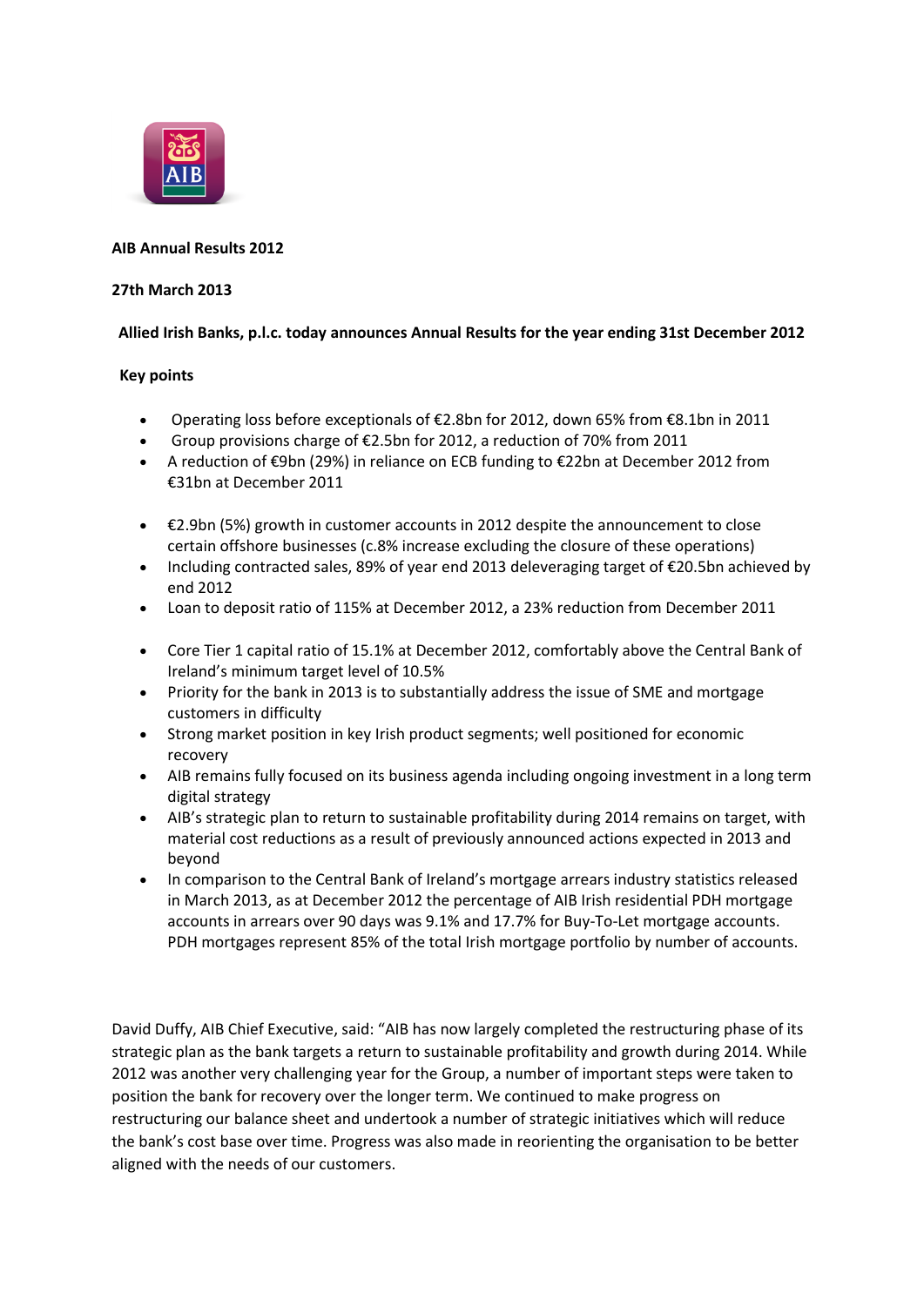**AIB Annual Results 2012**

**27th March 2013**

**Allied Irish Banks, p.l.c. today announces Annual Results for the year ending 31st December 2012**

**Key points**

- Operating loss before exceptionals of €2.8bn for 2012, down 65% from €8.1bn in 2011
- Group provisions charge of €2.5bn for 2012, a reduction of 70% from 2011
- A reduction of €9bn (29%) in reliance on ECB funding to €22bn at December 2012 from €31bn at December 2011

- €2.9bn (5%) growth in customer accounts in 2012 despite the announcement to close certain offshore businesses (c.8% increase excluding the closure of these operations)
- Including contracted sales, 89% of year end 2013 deleveraging target of €20.5bn achieved by end 2012
- Loan to deposit ratio of 115% at December 2012, a 23% reduction from December 2011

- Core Tier 1 capital ratio of 15.1% at December 2012, comfortably above the Central Bank of Ireland's minimum target level of 10.5%
- Priority for the bank in 2013 is to substantially address the issue of SME and mortgage customers in difficulty
- Strong market position in key Irish product segments; well positioned for economic recovery
- AIB remains fully focused on its business agenda including ongoing investment in a long term digital strategy
- AIB's strategic plan to return to sustainable profitability during 2014 remains on target, with material cost reductions as a result of previously announced actions expected in 2013 and beyond
- In comparison to the Central Bank of Ireland's mortgage arrears industry statistics released in March 2013, as at December 2012 the percentage of AIB Irish residential PDH mortgage accounts in arrears over 90 days was 9.1% and 17.7% for Buy-To-Let mortgage accounts. PDH mortgages represent 85% of the total Irish mortgage portfolio by number of accounts.

David Duffy, AIB Chief Executive, said: "AIB has now largely completed the restructuring phase of its strategic plan as the bank targets a return to sustainable profitability and growth during 2014. While 2012 was another very challenging year for the Group, a number of important steps were taken to position the bank for recovery over the longer term. We continued to make progress on restructuring our balance sheet and undertook a number of strategic initiatives which will reduce the bank's cost base over time. Progress was also made in reorienting the organisation to be better aligned with the needs of our customers.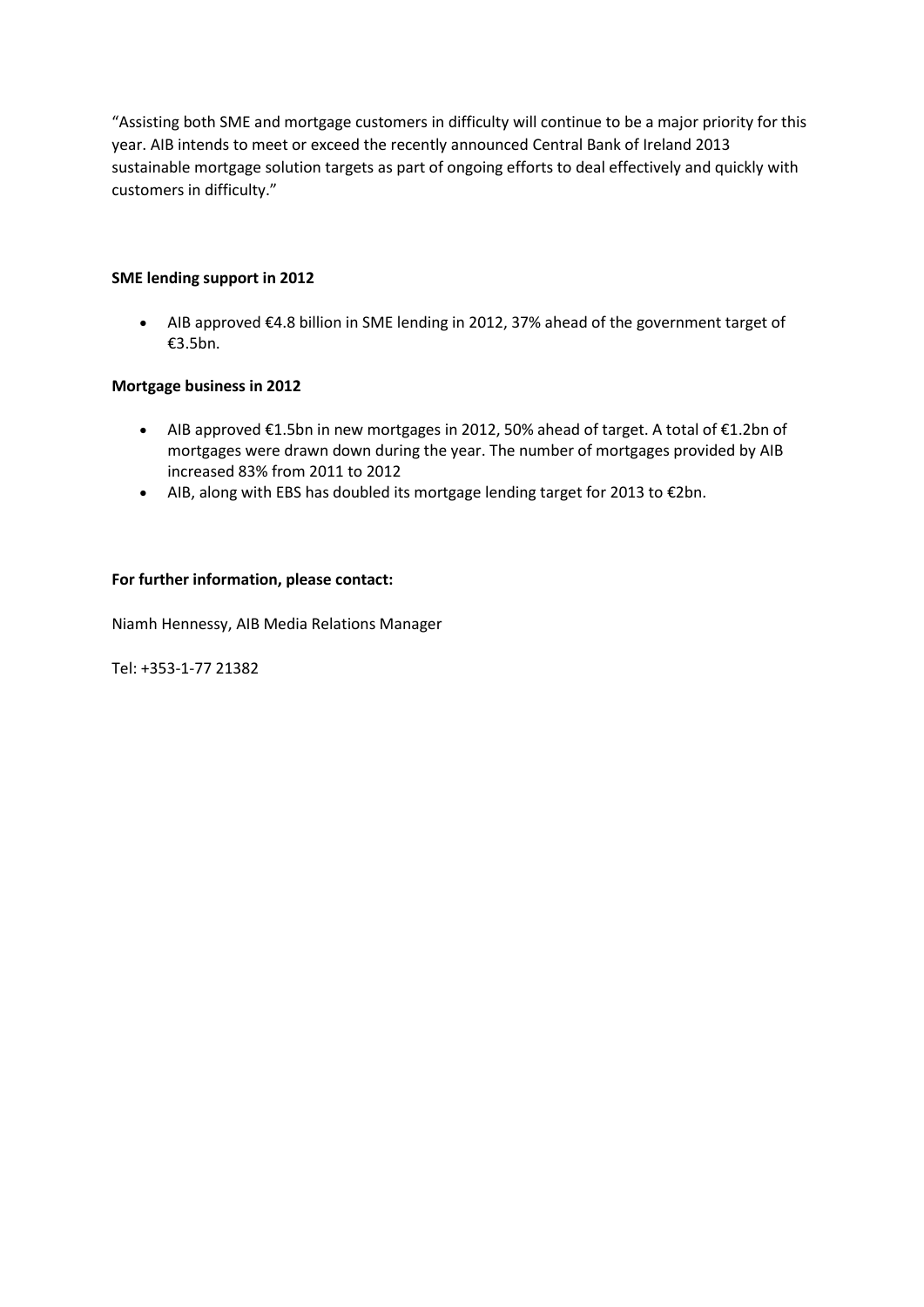"Assisting both SME and mortgage customers in difficulty will continue to be a major priority for this year. AIB intends to meet or exceed the recently announced Central Bank of Ireland 2013 sustainable mortgage solution targets as part of ongoing efforts to deal effectively and quickly with customers in difficulty."

**SME lending support in 2012**

- AIB approved €4.8 billion in SME lending in 2012, 37% ahead of the government target of €3.5bn.

**Mortgage business in 2012**

- AIB approved €1.5bn in new mortgages in 2012, 50% ahead of target. A total of €1.2bn of mortgages were drawn down during the year. The number of mortgages provided by AIB increased 83% from 2011 to 2012
- AIB, along with EBS has doubled its mortgage lending target for 2013 to €2bn.

**For further information, please contact:**

Niamh Hennessy, AIB Media Relations Manager

Tel: +353-1-77 21382